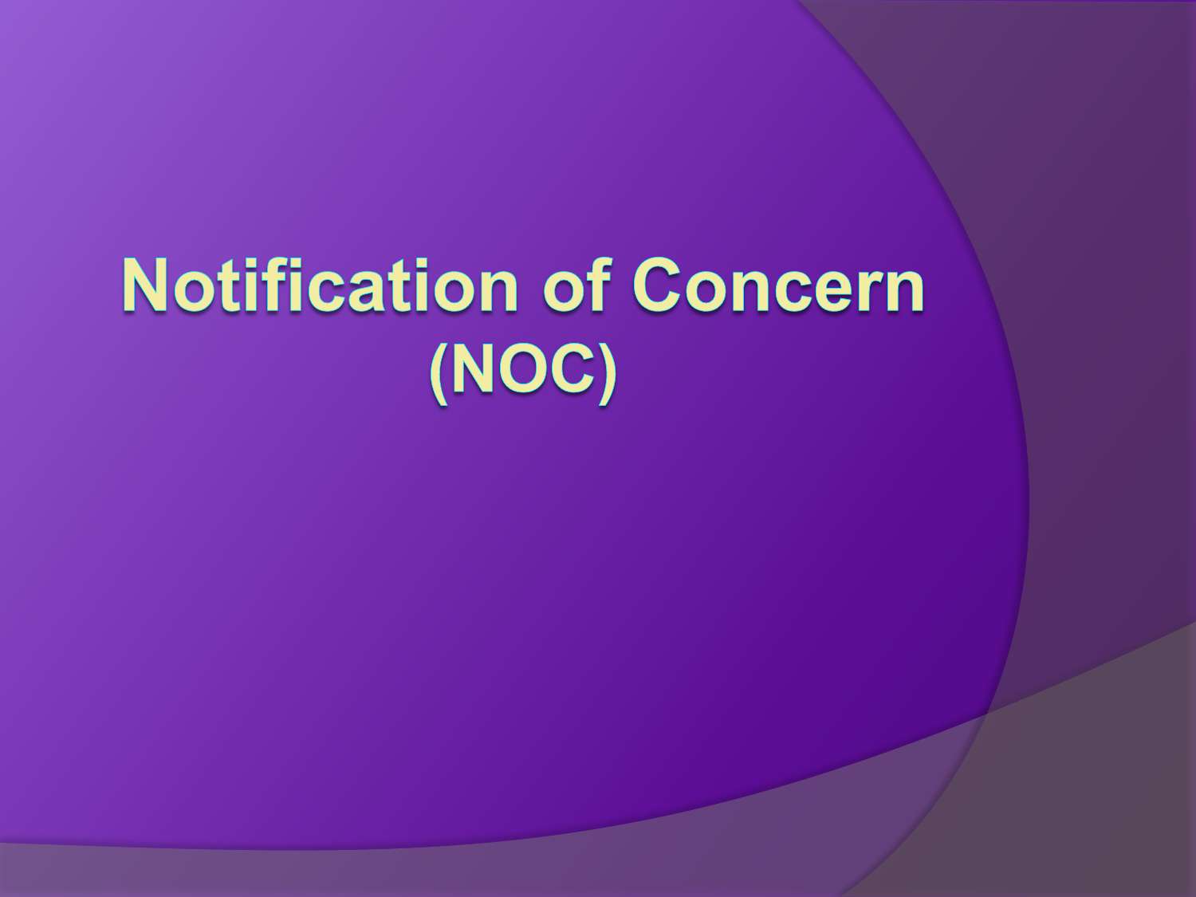# Notification of Concern (NOC)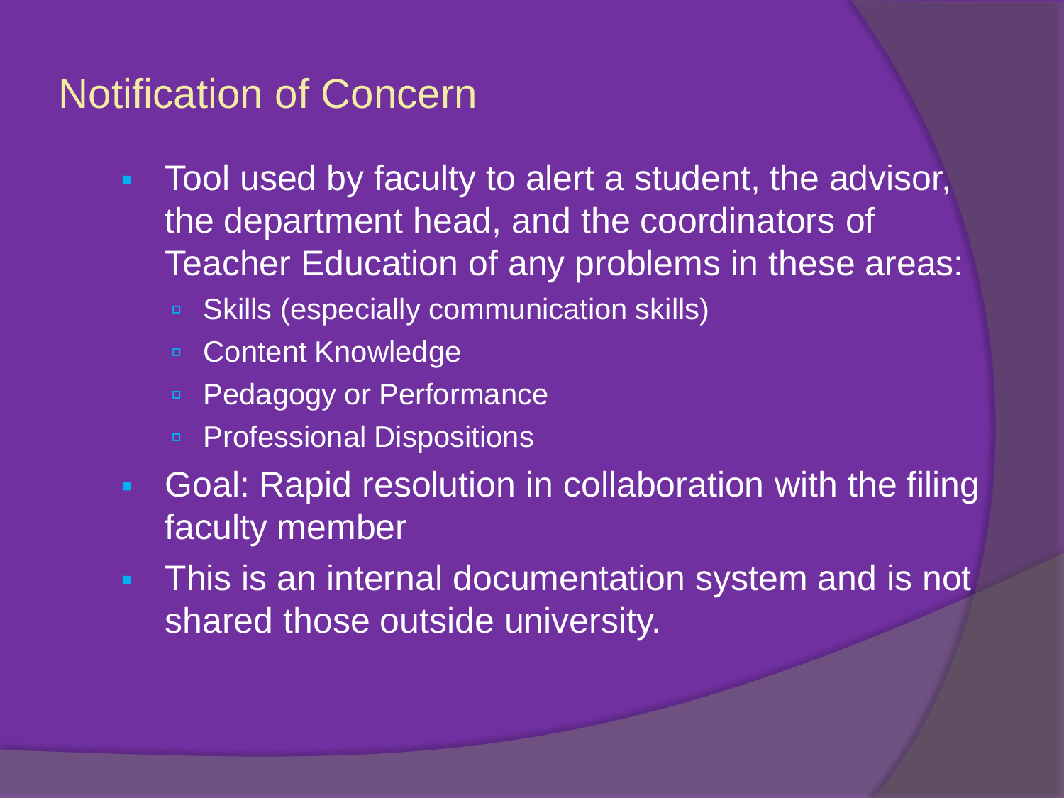## Notification of Concern

- Tool used by faculty to alert a student, the advisor, the department head, and the coordinators of Teacher Education of any problems in these areas:
  - Skills (especially communication skills)
  - Content Knowledge
  - Pedagogy or Performance
  - Professional Dispositions
- Goal: Rapid resolution in collaboration with the filing faculty member
- This is an internal documentation system and is not shared those outside university.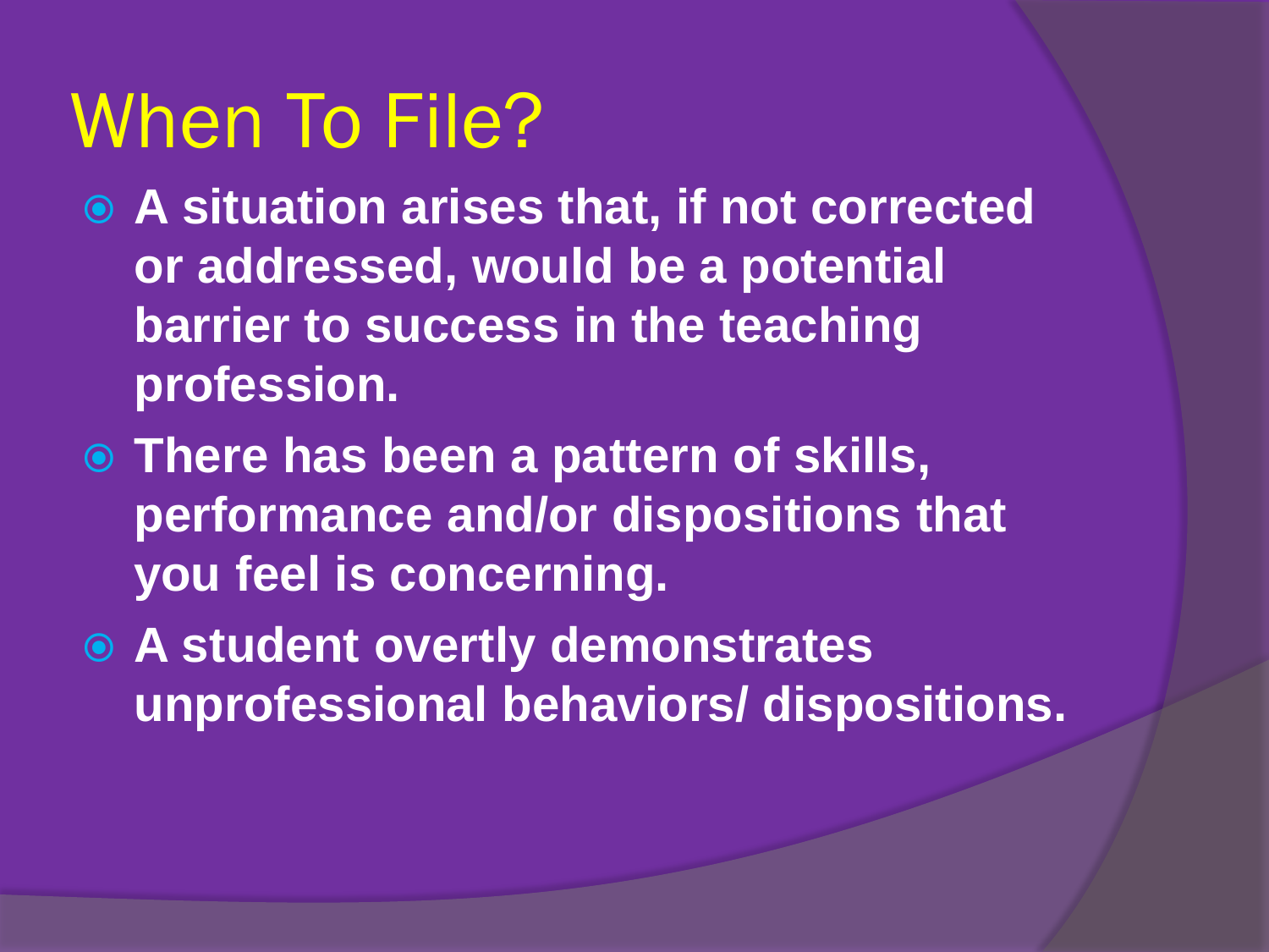# When To File?

- **A situation arises that, if not corrected or addressed, would be a potential barrier to success in the teaching profession.**
- **There has been a pattern of skills, performance and/or dispositions that you feel is concerning.**
- **A student overtly demonstrates unprofessional behaviors/ dispositions.**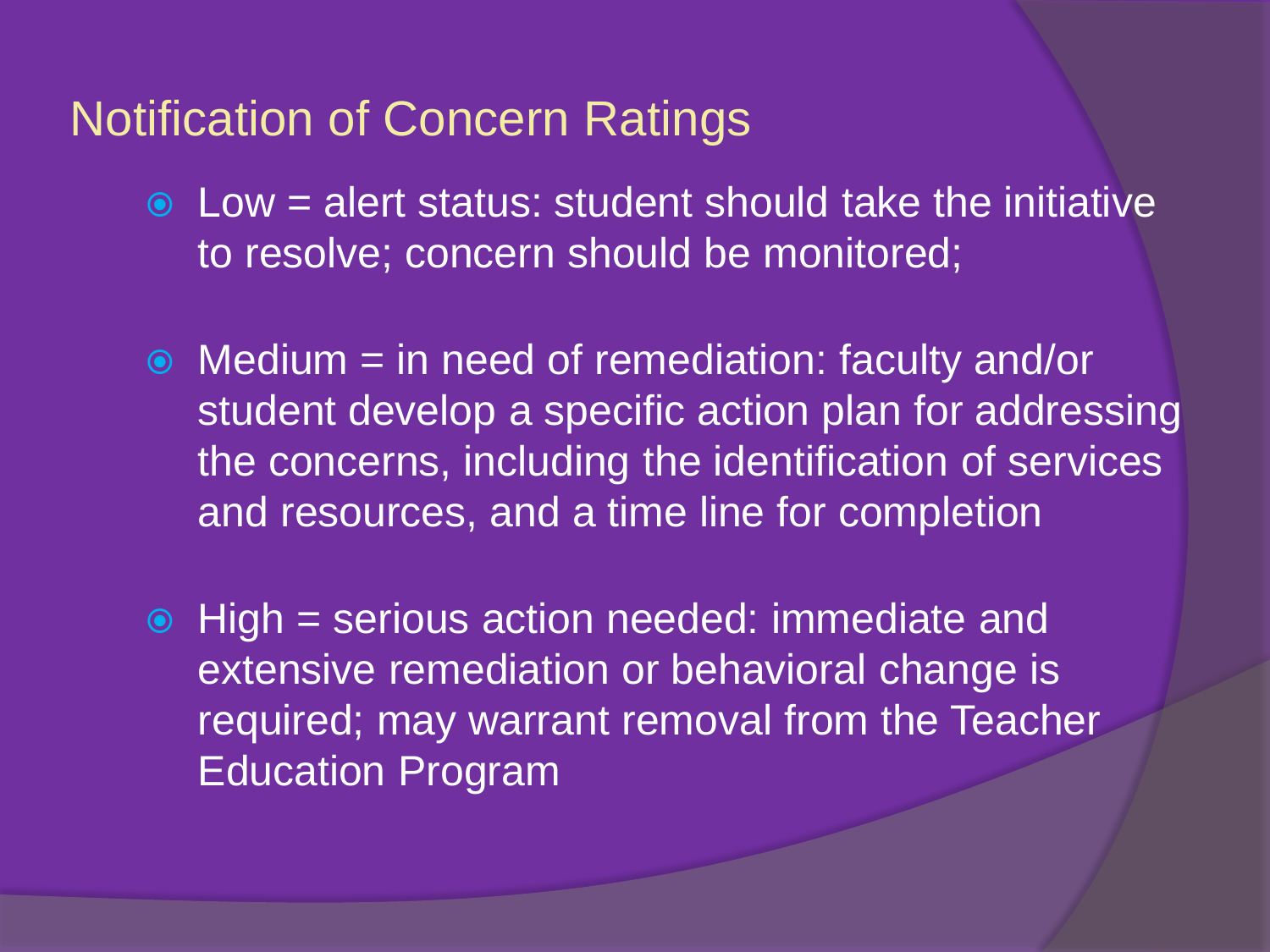## Notification of Concern Ratings

- Low = alert status: student should take the initiative to resolve; concern should be monitored;
- Medium = in need of remediation: faculty and/or student develop a specific action plan for addressing the concerns, including the identification of services and resources, and a time line for completion
- High = serious action needed: immediate and extensive remediation or behavioral change is required; may warrant removal from the Teacher Education Program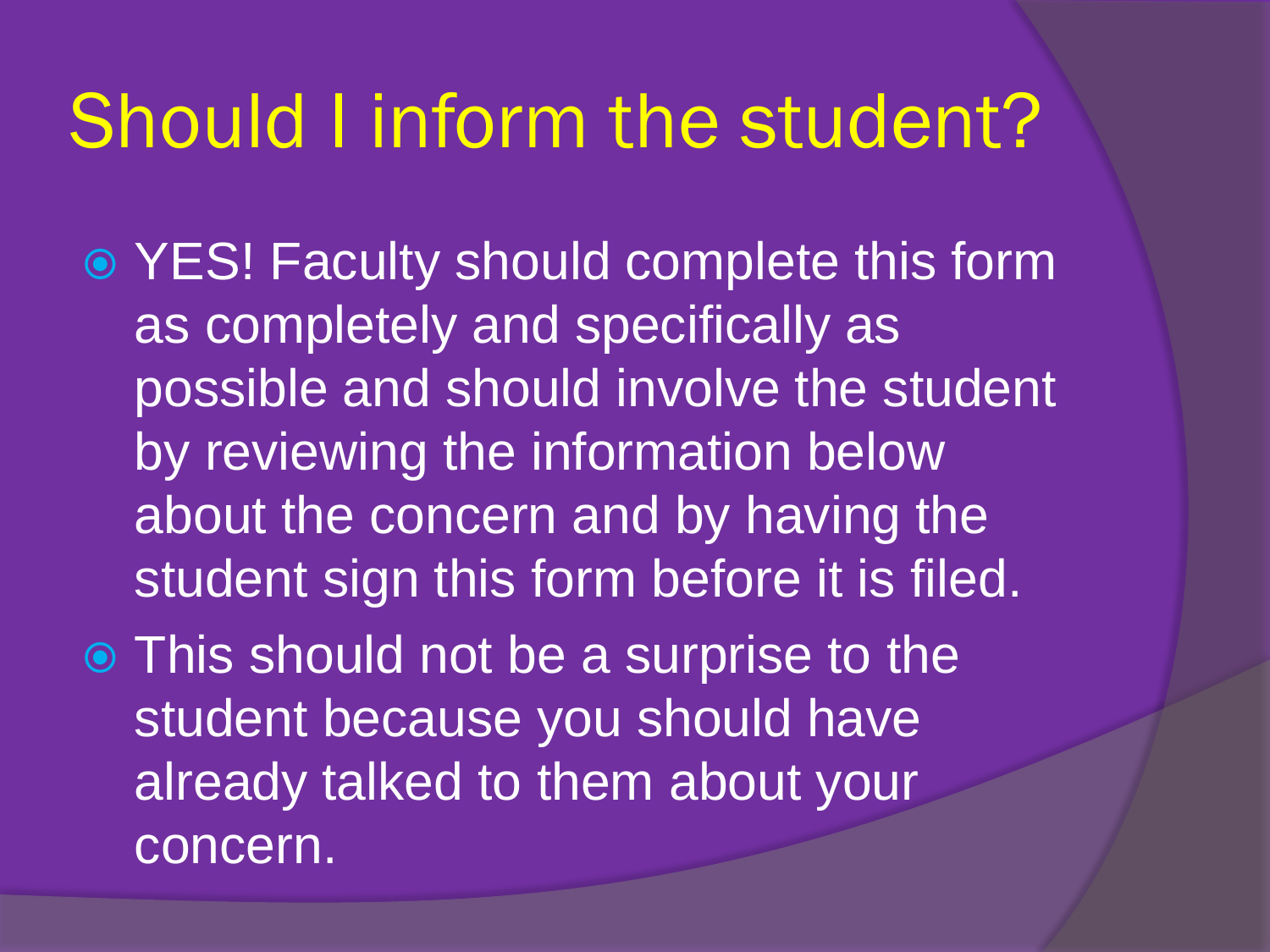# Should I inform the student?

- YES! Faculty should complete this form as completely and specifically as possible and should involve the student by reviewing the information below about the concern and by having the student sign this form before it is filed.
- This should not be a surprise to the student because you should have already talked to them about your concern.